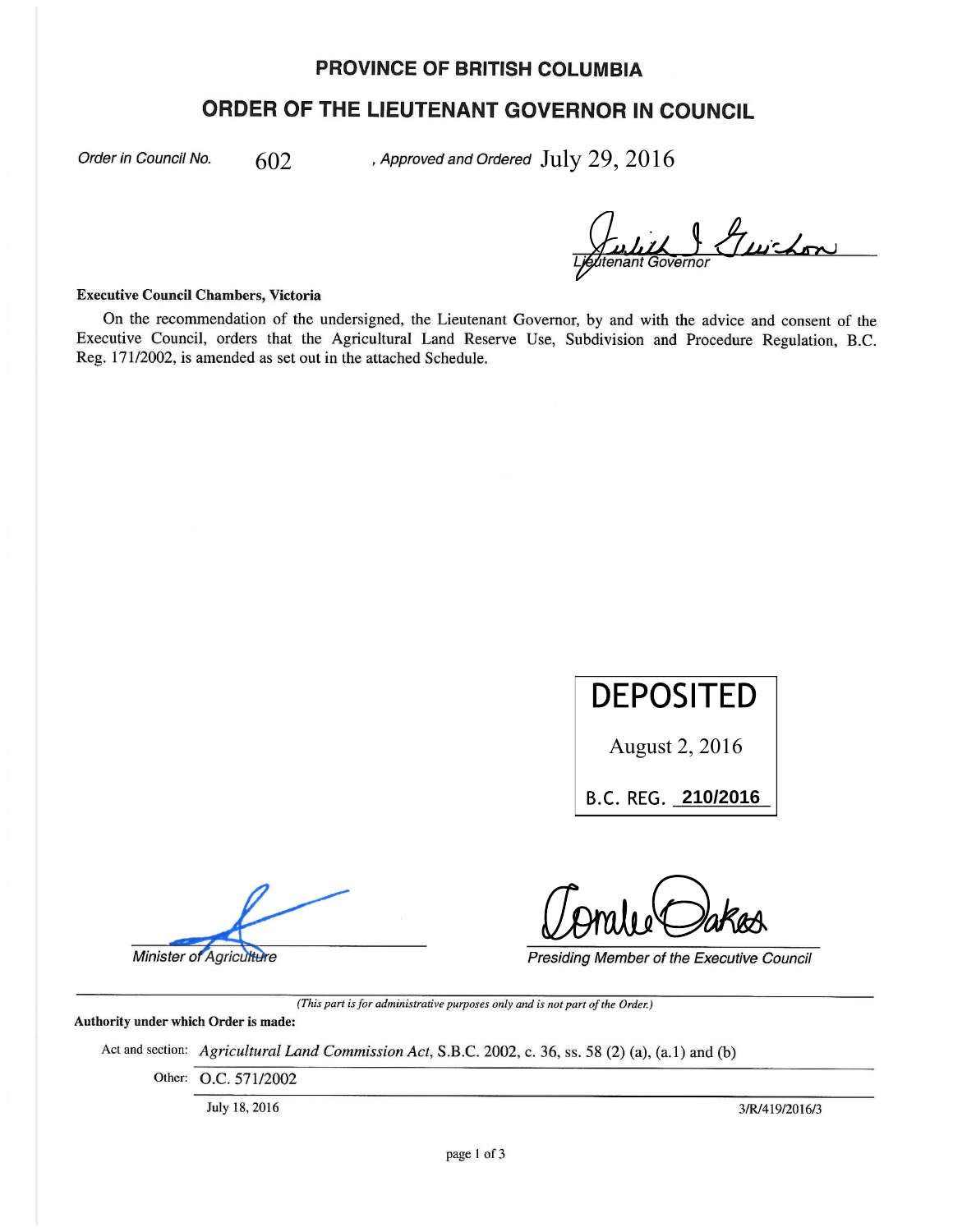# PROVINCE OF BRITISH COLUMBIA

## ORDER OF THE LIEUTENANT GOVERNOR IN COUNCIL

*Order in Council No.* 602 , *Approved and Ordered* July 29, 2016

*Lieutenant Governor*

**Executive Council Chambers, Victoria**

On the recommendation of the undersigned, the Lieutenant Governor, by and with the advice and consent of the Executive Council, orders that the Agricultural Land Reserve Use, Subdivision and Procedure Regulation, B.C. Reg. 171/2002, is amended as set out in the attached Schedule.

DEPOSITED

August 2, 2016

B.C. REG. **210/2016**

*Minister of Agriculture*

*Presiding Member of the Executive Council*

*(This part is for administrative purposes only and is not part of the Order.)*

**Authority under which Order is made:**

Act and section: *Agricultural Land Commission Act*, S.B.C. 2002, c. 36, ss. 58 (2) (a), (a.1) and (b)

Other: O.C. 571/2002

July 18, 2016 3/R/419/2016/3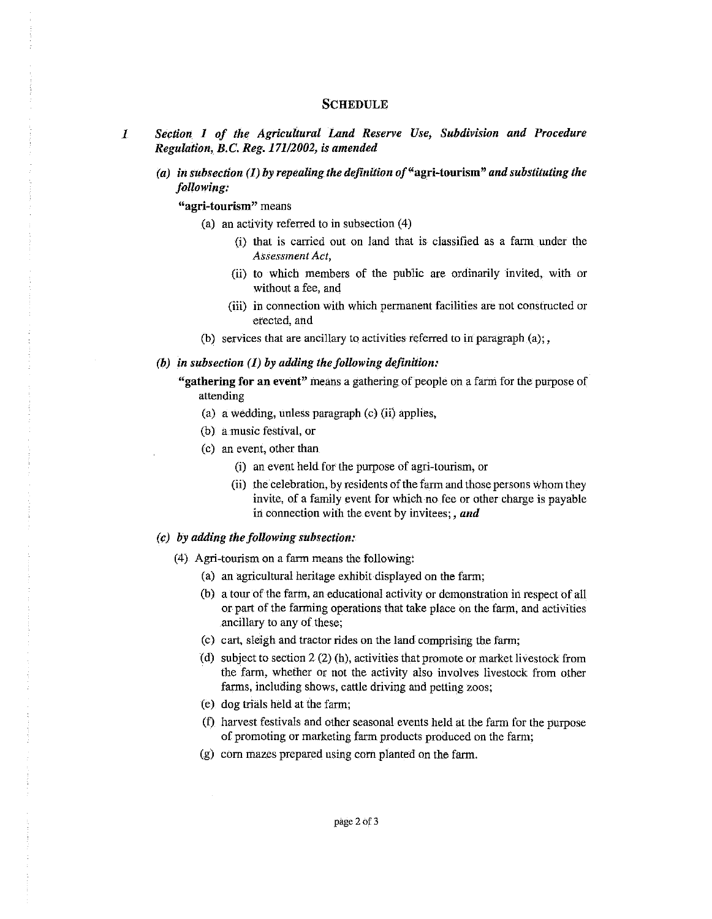## SCHEDULE

**1** ***Section 1 of the Agricultural Land Reserve Use, Subdivision and Procedure Regulation, B.C. Reg. 171/2002, is amended***

***(a) in subsection (1) by repealing the definition of* "agri-tourism" *and substituting the following:***

**"agri-tourism"** means

(a) an activity referred to in subsection (4)

(i) that is carried out on land that is classified as a farm under the *Assessment Act*,

(ii) to which members of the public are ordinarily invited, with or without a fee, and

(iii) in connection with which permanent facilities are not constructed or erected, and

(b) services that are ancillary to activities referred to in paragraph (a);,

***(b) in subsection (1) by adding the following definition:***

**"gathering for an event"** means a gathering of people on a farm for the purpose of attending

(a) a wedding, unless paragraph (c) (ii) applies,

(b) a music festival, or

(c) an event, other than

(i) an event held for the purpose of agri-tourism, or

(ii) the celebration, by residents of the farm and those persons whom they invite, of a family event for which no fee or other charge is payable in connection with the event by invitees;***, and***

***(c) by adding the following subsection:***

(4) Agri-tourism on a farm means the following:

(a) an agricultural heritage exhibit displayed on the farm;

(b) a tour of the farm, an educational activity or demonstration in respect of all or part of the farming operations that take place on the farm, and activities ancillary to any of these;

(c) cart, sleigh and tractor rides on the land comprising the farm;

(d) subject to section 2 (2) (h), activities that promote or market livestock from the farm, whether or not the activity also involves livestock from other farms, including shows, cattle driving and petting zoos;

(e) dog trials held at the farm;

(f) harvest festivals and other seasonal events held at the farm for the purpose of promoting or marketing farm products produced on the farm;

(g) corn mazes prepared using corn planted on the farm.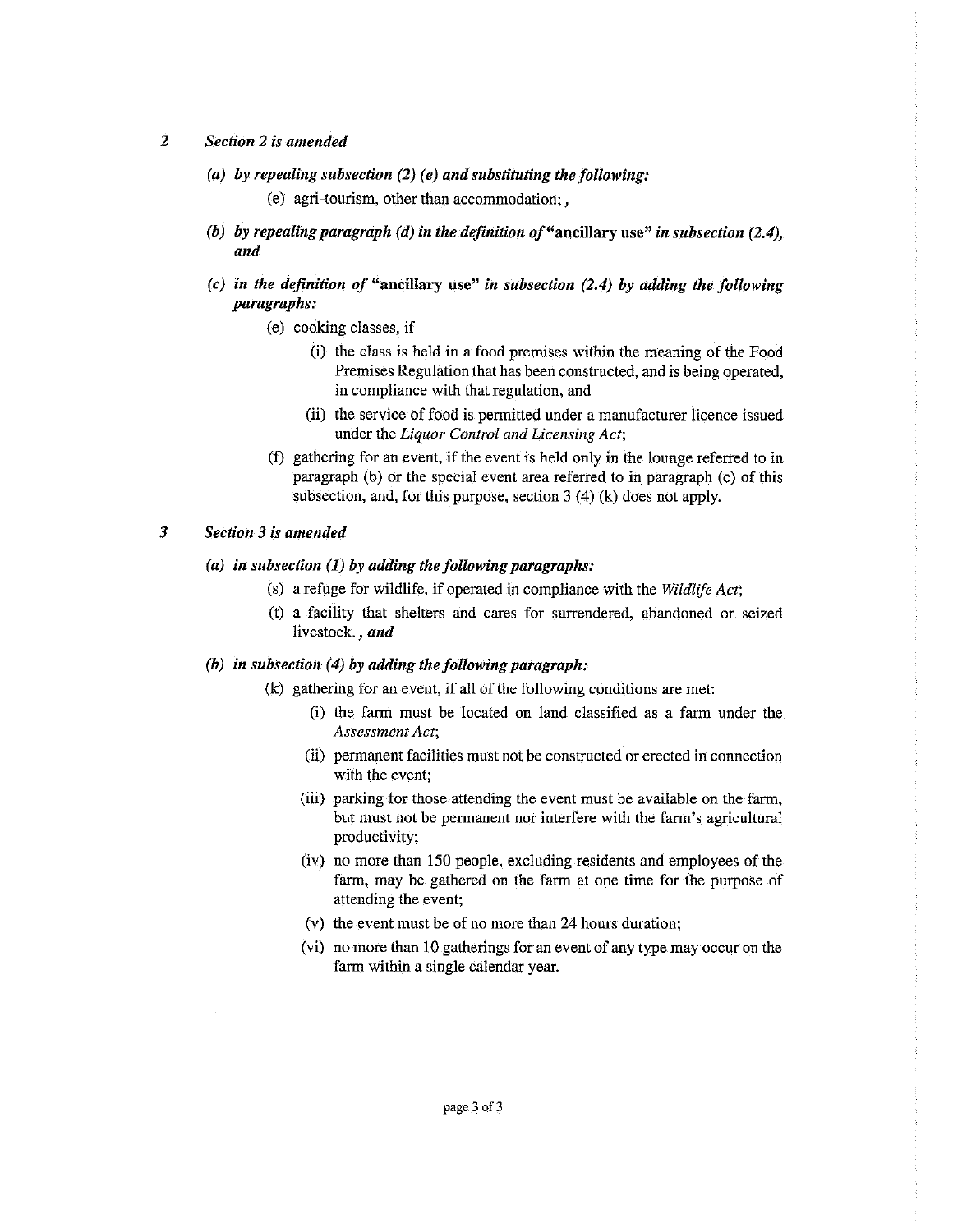**2** ***Section 2 is amended***

*(a) by repealing subsection (2) (e) and substituting the following:*

(e) agri-tourism, other than accommodation;,

*(b) by repealing paragraph (d) in the definition of* "**ancillary use**" *in subsection (2.4), and*

*(c) in the definition of* "**ancillary use**" *in subsection (2.4) by adding the following paragraphs:*

(e) cooking classes, if

(i) the class is held in a food premises within the meaning of the Food Premises Regulation that has been constructed, and is being operated, in compliance with that regulation, and

(ii) the service of food is permitted under a manufacturer licence issued under the *Liquor Control and Licensing Act*;

(f) gathering for an event, if the event is held only in the lounge referred to in paragraph (b) or the special event area referred to in paragraph (c) of this subsection, and, for this purpose, section 3 (4) (k) does not apply.

**3** ***Section 3 is amended***

*(a) in subsection (1) by adding the following paragraphs:*

(s) a refuge for wildlife, if operated in compliance with the *Wildlife Act*;

(t) a facility that shelters and cares for surrendered, abandoned or seized livestock., *and*

*(b) in subsection (4) by adding the following paragraph:*

(k) gathering for an event, if all of the following conditions are met:

(i) the farm must be located on land classified as a farm under the *Assessment Act*;

(ii) permanent facilities must not be constructed or erected in connection with the event;

(iii) parking for those attending the event must be available on the farm, but must not be permanent nor interfere with the farm's agricultural productivity;

(iv) no more than 150 people, excluding residents and employees of the farm, may be gathered on the farm at one time for the purpose of attending the event;

(v) the event must be of no more than 24 hours duration;

(vi) no more than 10 gatherings for an event of any type may occur on the farm within a single calendar year.